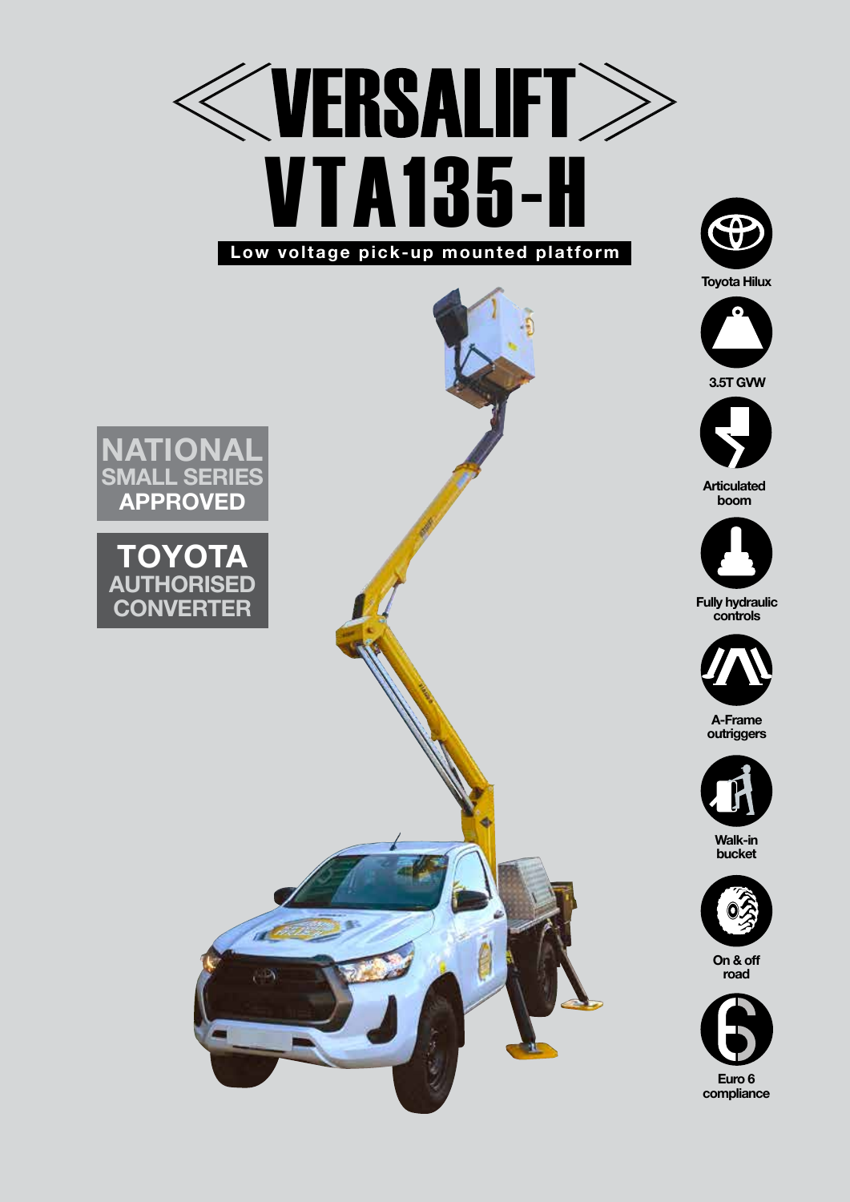# VERSALIFT

# VTA135-H

**Low voltage pick-up mounted platform**

**NATIONAL SMALL SERIES APPROVED**

**TOYOTA AUTHORISED CONVERTER**

- Toyota Hilux
- 3.5T GVW
- Articulated boom
- Fully hydraulic controls
- A-Frame outriggers
- Walk-in bucket
- On & off road
- Euro 6 compliance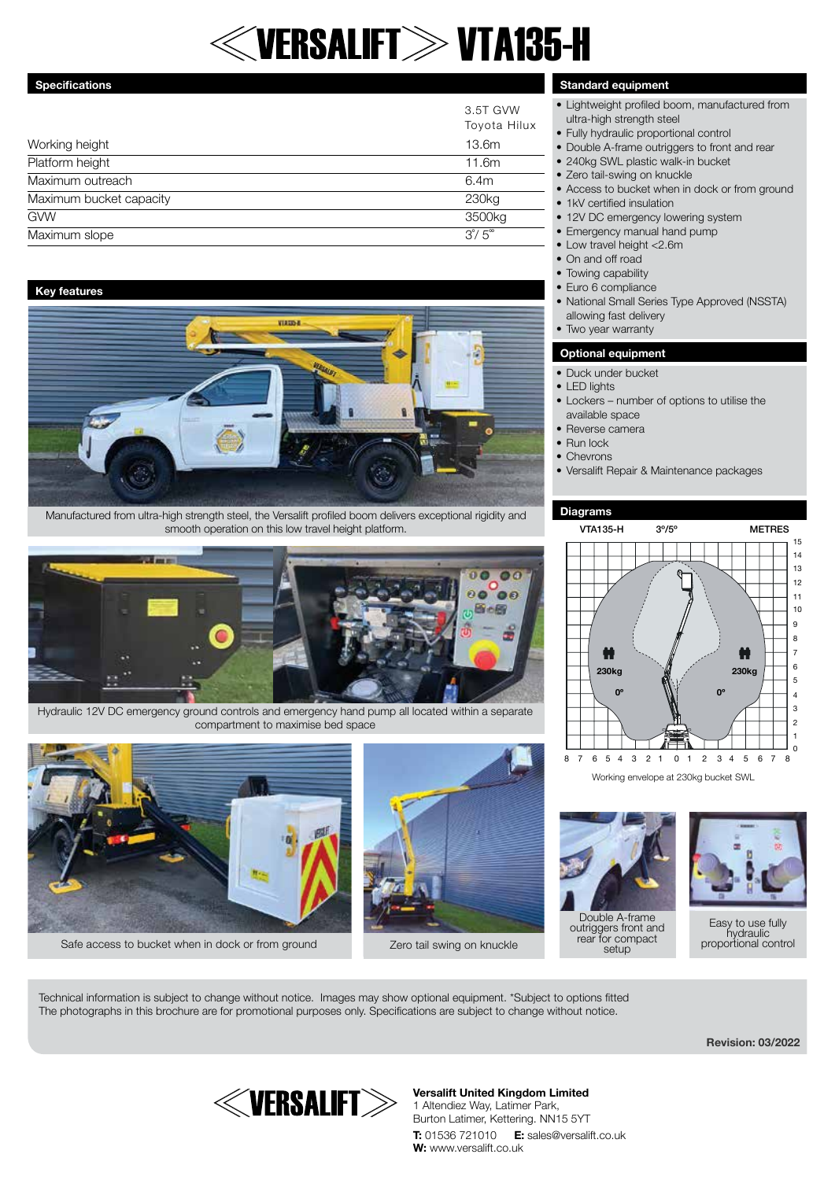# VERSALIFT VTA135-H

## Specifications

| | 3.5T GVW Toyota Hilux |
|---|---|
| Working height | 13.6m |
| Platform height | 11.6m |
| Maximum outreach | 6.4m |
| Maximum bucket capacity | 230kg |
| GVW | 3500kg |
| Maximum slope | 3°/ 5° |

## Key features

Manufactured from ultra-high strength steel, the Versalift profiled boom delivers exceptional rigidity and smooth operation on this low travel height platform.

Hydraulic 12V DC emergency ground controls and emergency hand pump all located within a separate compartment to maximise bed space

Safe access to bucket when in dock or from ground

Zero tail swing on knuckle

## Standard equipment

- Lightweight profiled boom, manufactured from ultra-high strength steel
- Fully hydraulic proportional control
- Double A-frame outriggers to front and rear
- 240kg SWL plastic walk-in bucket
- Zero tail-swing on knuckle
- Access to bucket when in dock or from ground
- 1kV certified insulation
- 12V DC emergency lowering system
- Emergency manual hand pump
- Low travel height <2.6m
- On and off road
- Towing capability
- Euro 6 compliance
- National Small Series Type Approved (NSSTA) allowing fast delivery
- Two year warranty

## Optional equipment

- Duck under bucket
- LED lights
- Lockers – number of options to utilise the available space
- Reverse camera
- Run lock
- Chevrons
- Versalift Repair & Maintenance packages

## Diagrams

VTA135-H 3°/5° METRES

230kg 230kg

0° 0°

15 14 13 12 11 10 9 8 7 6 5 4 3 2 1 0

8 7 6 5 4 3 2 1 0 1 2 3 4 5 6 7 8

Working envelope at 230kg bucket SWL

Double A-frame outriggers front and rear for compact setup

Easy to use fully hydraulic proportional control

Technical information is subject to change without notice. Images may show optional equipment. *Subject to options fitted
The photographs in this brochure are for promotional purposes only. Specifications are subject to change without notice.

**Revision: 03/2022**

VERSALIFT

**Versalift United Kingdom Limited**
1 Altendiez Way, Latimer Park,
Burton Latimer, Kettering. NN15 5YT
**T:** 01536 721010 **E:** sales@versalift.co.uk
**W:** www.versalift.co.uk